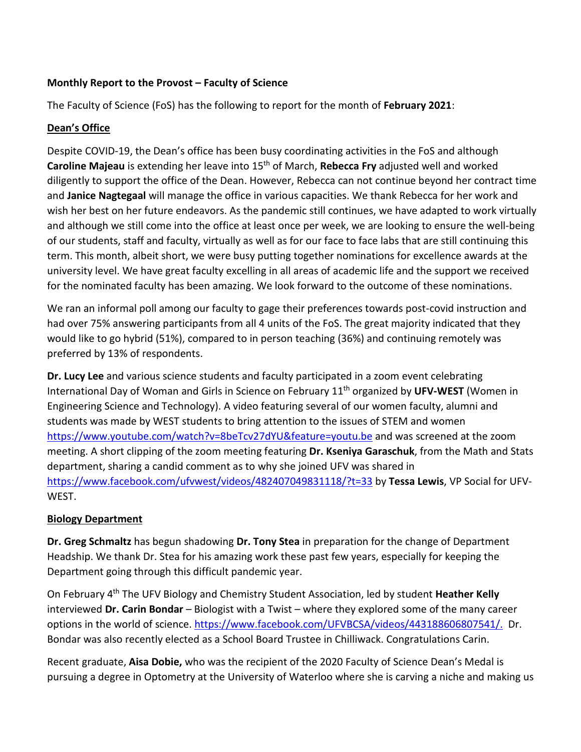**Monthly Report to the Provost – Faculty of Science**

The Faculty of Science (FoS) has the following to report for the month of **February 2021**:

**Dean's Office**

Despite COVID-19, the Dean's office has been busy coordinating activities in the FoS and although **Caroline Majeau** is extending her leave into 15th of March, **Rebecca Fry** adjusted well and worked diligently to support the office of the Dean. However, Rebecca can not continue beyond her contract time and **Janice Nagtegaal** will manage the office in various capacities. We thank Rebecca for her work and wish her best on her future endeavors. As the pandemic still continues, we have adapted to work virtually and although we still come into the office at least once per week, we are looking to ensure the well-being of our students, staff and faculty, virtually as well as for our face to face labs that are still continuing this term. This month, albeit short, we were busy putting together nominations for excellence awards at the university level. We have great faculty excelling in all areas of academic life and the support we received for the nominated faculty has been amazing. We look forward to the outcome of these nominations.

We ran an informal poll among our faculty to gage their preferences towards post-covid instruction and had over 75% answering participants from all 4 units of the FoS. The great majority indicated that they would like to go hybrid (51%), compared to in person teaching (36%) and continuing remotely was preferred by 13% of respondents.

**Dr. Lucy Lee** and various science students and faculty participated in a zoom event celebrating International Day of Woman and Girls in Science on February 11th organized by **UFV-WEST** (Women in Engineering Science and Technology). A video featuring several of our women faculty, alumni and students was made by WEST students to bring attention to the issues of STEM and women https://www.youtube.com/watch?v=8beTcv27dYU&feature=youtu.be and was screened at the zoom meeting. A short clipping of the zoom meeting featuring **Dr. Kseniya Garaschuk**, from the Math and Stats department, sharing a candid comment as to why she joined UFV was shared in https://www.facebook.com/ufvwest/videos/482407049831118/?t=33 by **Tessa Lewis**, VP Social for UFV-WEST.

**Biology Department**

**Dr. Greg Schmaltz** has begun shadowing **Dr. Tony Stea** in preparation for the change of Department Headship. We thank Dr. Stea for his amazing work these past few years, especially for keeping the Department going through this difficult pandemic year.

On February 4th The UFV Biology and Chemistry Student Association, led by student **Heather Kelly** interviewed **Dr. Carin Bondar** – Biologist with a Twist – where they explored some of the many career options in the world of science. https://www.facebook.com/UFVBCSA/videos/443188606807541/. Dr. Bondar was also recently elected as a School Board Trustee in Chilliwack. Congratulations Carin.

Recent graduate, **Aisa Dobie,** who was the recipient of the 2020 Faculty of Science Dean's Medal is pursuing a degree in Optometry at the University of Waterloo where she is carving a niche and making us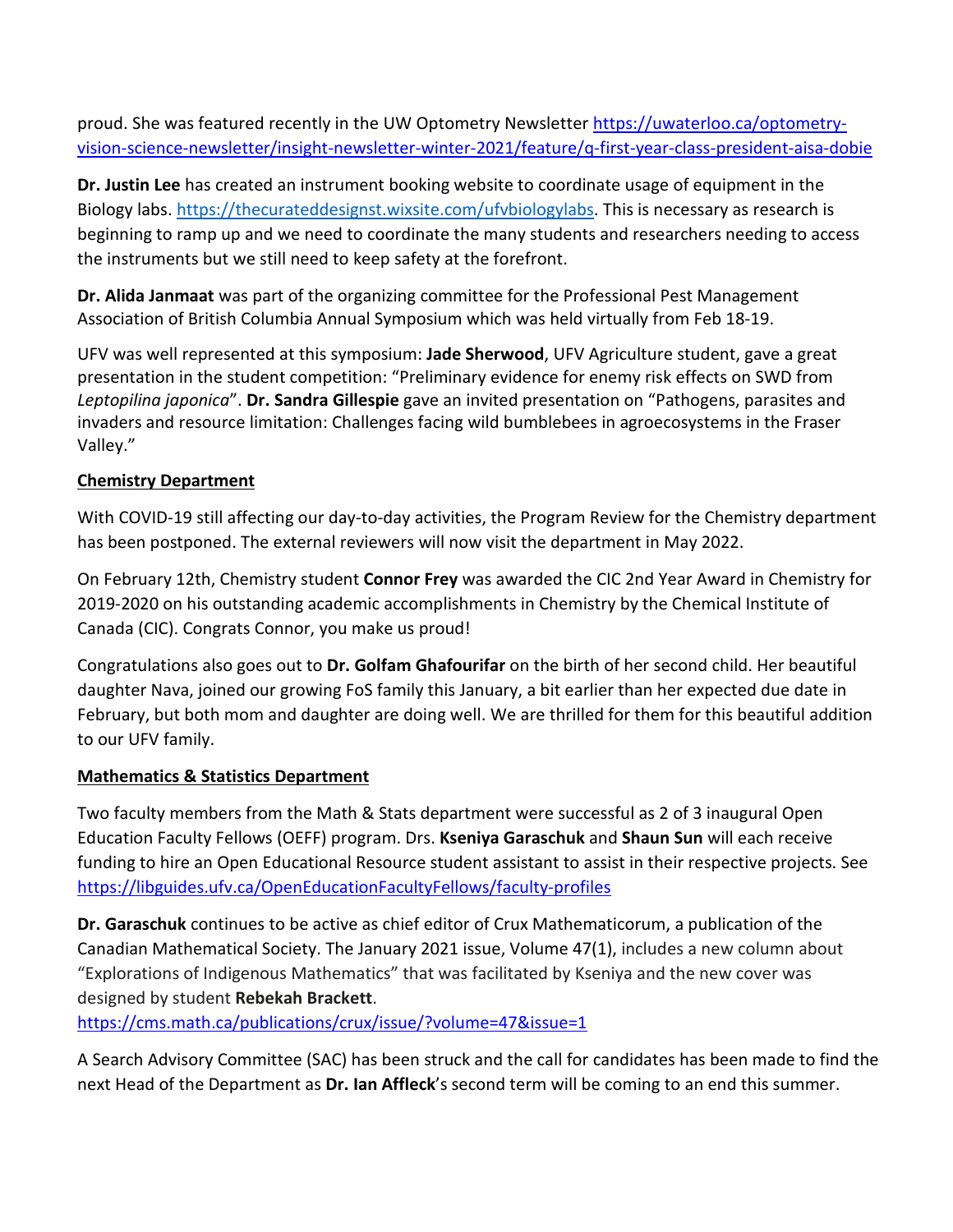proud. She was featured recently in the UW Optometry Newsletter [https://uwaterloo.ca/optometry-vision-science-newsletter/insight-newsletter-winter-2021/feature/q-first-year-class-president-aisa-dobie](https://uwaterloo.ca/optometry-vision-science-newsletter/insight-newsletter-winter-2021/feature/q-first-year-class-president-aisa-dobie)

**Dr. Justin Lee** has created an instrument booking website to coordinate usage of equipment in the Biology labs. [https://thecurateddesignst.wixsite.com/ufvbiologylabs](https://thecurateddesignst.wixsite.com/ufvbiologylabs). This is necessary as research is beginning to ramp up and we need to coordinate the many students and researchers needing to access the instruments but we still need to keep safety at the forefront.

**Dr. Alida Janmaat** was part of the organizing committee for the Professional Pest Management Association of British Columbia Annual Symposium which was held virtually from Feb 18-19.

UFV was well represented at this symposium: **Jade Sherwood**, UFV Agriculture student, gave a great presentation in the student competition: "Preliminary evidence for enemy risk effects on SWD from *Leptopilina japonica*". **Dr. Sandra Gillespie** gave an invited presentation on "Pathogens, parasites and invaders and resource limitation: Challenges facing wild bumblebees in agroecosystems in the Fraser Valley."

**Chemistry Department**

With COVID-19 still affecting our day-to-day activities, the Program Review for the Chemistry department has been postponed. The external reviewers will now visit the department in May 2022.

On February 12th, Chemistry student **Connor Frey** was awarded the CIC 2nd Year Award in Chemistry for 2019-2020 on his outstanding academic accomplishments in Chemistry by the Chemical Institute of Canada (CIC). Congrats Connor, you make us proud!

Congratulations also goes out to **Dr. Golfam Ghafourifar** on the birth of her second child. Her beautiful daughter Nava, joined our growing FoS family this January, a bit earlier than her expected due date in February, but both mom and daughter are doing well. We are thrilled for them for this beautiful addition to our UFV family.

**Mathematics & Statistics Department**

Two faculty members from the Math & Stats department were successful as 2 of 3 inaugural Open Education Faculty Fellows (OEFF) program. Drs. **Kseniya Garaschuk** and **Shaun Sun** will each receive funding to hire an Open Educational Resource student assistant to assist in their respective projects. See [https://libguides.ufv.ca/OpenEducationFacultyFellows/faculty-profiles](https://libguides.ufv.ca/OpenEducationFacultyFellows/faculty-profiles)

**Dr. Garaschuk** continues to be active as chief editor of Crux Mathematicorum, a publication of the Canadian Mathematical Society. The January 2021 issue, Volume 47(1), includes a new column about "Explorations of Indigenous Mathematics" that was facilitated by Kseniya and the new cover was designed by student **Rebekah Brackett**.
[https://cms.math.ca/publications/crux/issue/?volume=47&issue=1](https://cms.math.ca/publications/crux/issue/?volume=47&issue=1)

A Search Advisory Committee (SAC) has been struck and the call for candidates has been made to find the next Head of the Department as **Dr. Ian Affleck**'s second term will be coming to an end this summer.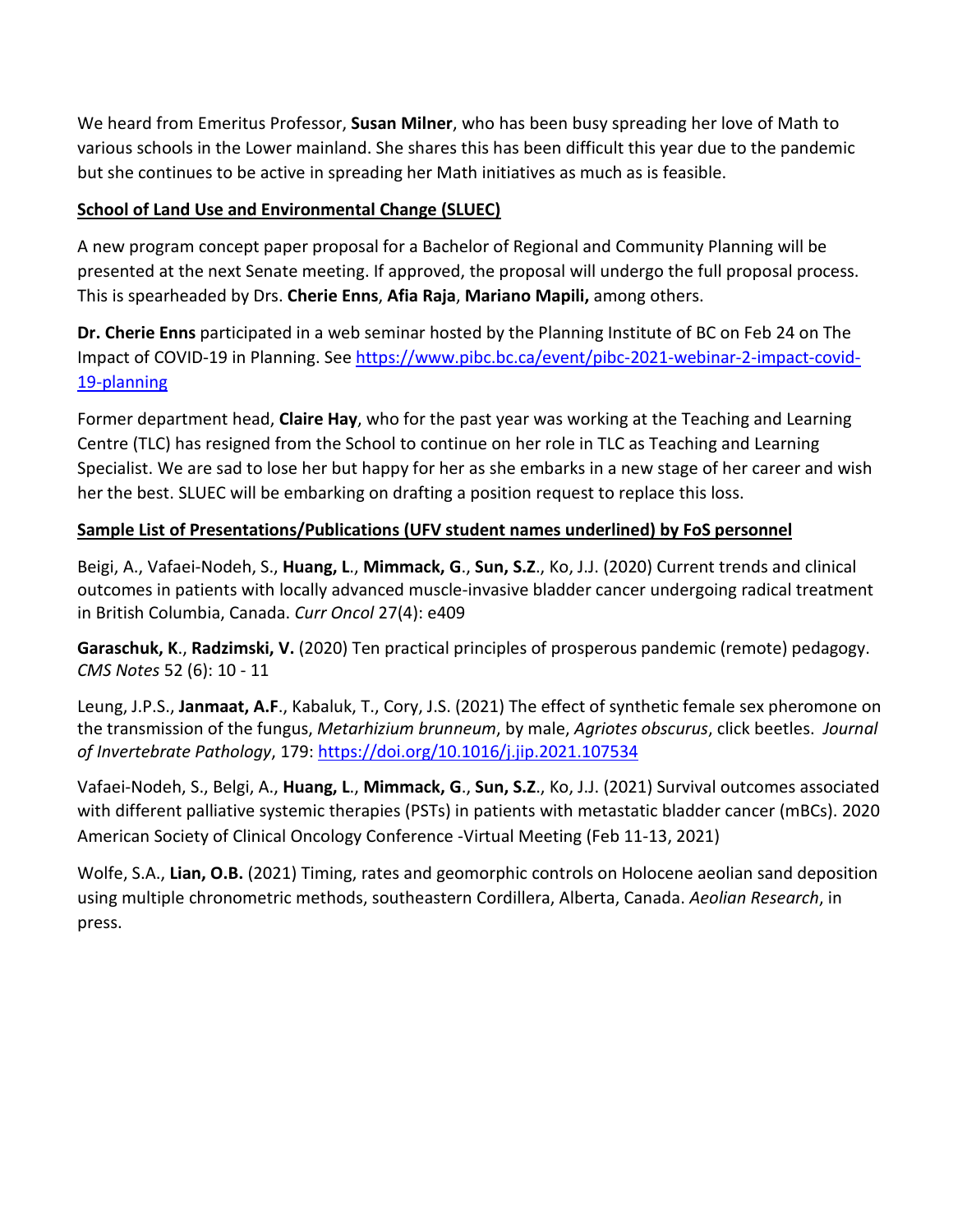We heard from Emeritus Professor, **Susan Milner**, who has been busy spreading her love of Math to various schools in the Lower mainland. She shares this has been difficult this year due to the pandemic but she continues to be active in spreading her Math initiatives as much as is feasible.

**School of Land Use and Environmental Change (SLUEC)**

A new program concept paper proposal for a Bachelor of Regional and Community Planning will be presented at the next Senate meeting. If approved, the proposal will undergo the full proposal process. This is spearheaded by Drs. **Cherie Enns**, **Afia Raja**, **Mariano Mapili,** among others.

**Dr. Cherie Enns** participated in a web seminar hosted by the Planning Institute of BC on Feb 24 on The Impact of COVID-19 in Planning. See https://www.pibc.bc.ca/event/pibc-2021-webinar-2-impact-covid-19-planning

Former department head, **Claire Hay**, who for the past year was working at the Teaching and Learning Centre (TLC) has resigned from the School to continue on her role in TLC as Teaching and Learning Specialist. We are sad to lose her but happy for her as she embarks in a new stage of her career and wish her the best. SLUEC will be embarking on drafting a position request to replace this loss.

**Sample List of Presentations/Publications (UFV student names underlined) by FoS personnel**

Beigi, A., Vafaei-Nodeh, S., **Huang, L**., **Mimmack, G**., **Sun, S.Z**., Ko, J.J. (2020) Current trends and clinical outcomes in patients with locally advanced muscle-invasive bladder cancer undergoing radical treatment in British Columbia, Canada. *Curr Oncol* 27(4): e409

**Garaschuk, K**., **Radzimski, V.** (2020) Ten practical principles of prosperous pandemic (remote) pedagogy. *CMS Notes* 52 (6): 10 - 11

Leung, J.P.S., **Janmaat, A.F**., Kabaluk, T., Cory, J.S. (2021) The effect of synthetic female sex pheromone on the transmission of the fungus, *Metarhizium brunneum*, by male, *Agriotes obscurus*, click beetles. *Journal of Invertebrate Pathology*, 179: https://doi.org/10.1016/j.jip.2021.107534

Vafaei-Nodeh, S., Belgi, A., **Huang, L**., **Mimmack, G**., **Sun, S.Z**., Ko, J.J. (2021) Survival outcomes associated with different palliative systemic therapies (PSTs) in patients with metastatic bladder cancer (mBCs). 2020 American Society of Clinical Oncology Conference -Virtual Meeting (Feb 11-13, 2021)

Wolfe, S.A., **Lian, O.B.** (2021) Timing, rates and geomorphic controls on Holocene aeolian sand deposition using multiple chronometric methods, southeastern Cordillera, Alberta, Canada. *Aeolian Research*, in press.